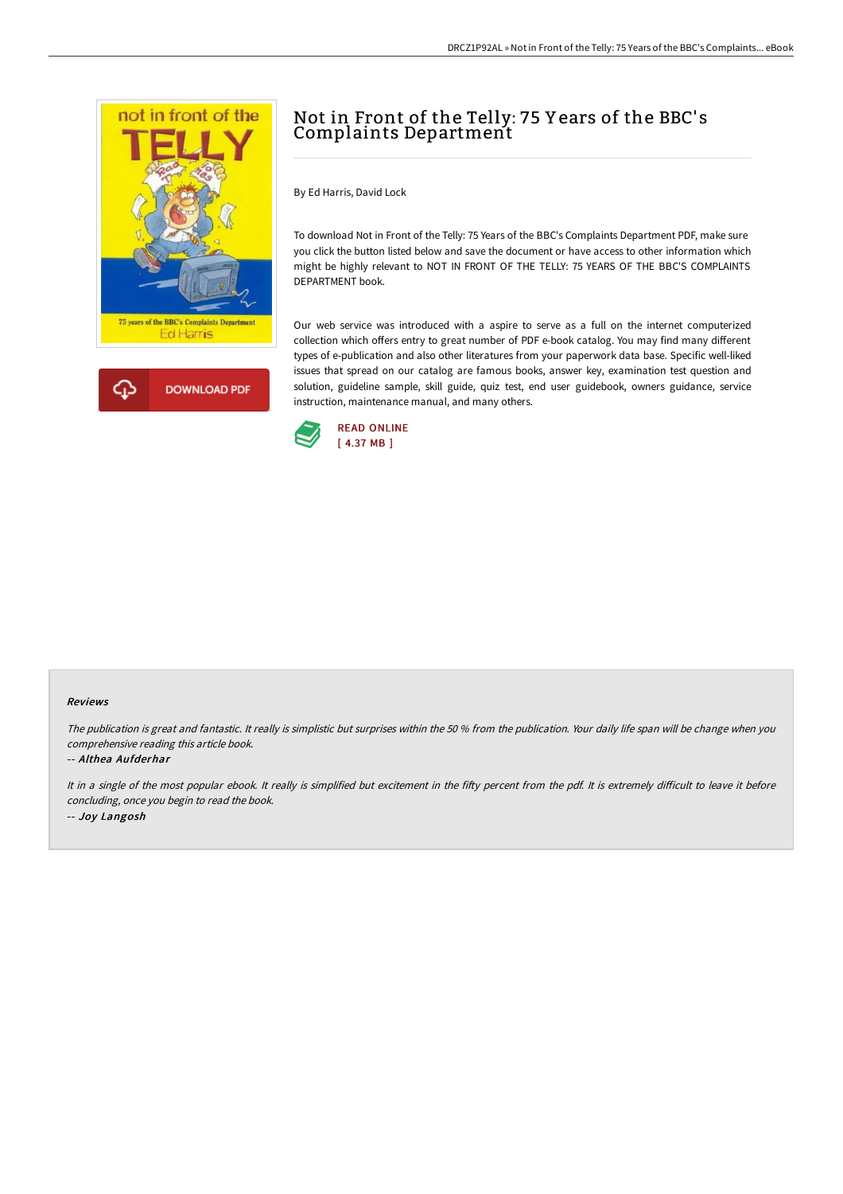# Not in Front of the Telly: 75 Years of the BBC's Complaints Department

By Ed Harris, David Lock

To download Not in Front of the Telly: 75 Years of the BBC's Complaints Department PDF, make sure you click the button listed below and save the document or have access to other information which might be highly relevant to NOT IN FRONT OF THE TELLY: 75 YEARS OF THE BBC'S COMPLAINTS DEPARTMENT book.

Our web service was introduced with a aspire to serve as a full on the internet computerized collection which offers entry to great number of PDF e-book catalog. You may find many different types of e-publication and also other literatures from your paperwork data base. Specific well-liked issues that spread on our catalog are famous books, answer key, examination test question and solution, guideline sample, skill guide, quiz test, end user guidebook, owners guidance, service instruction, maintenance manual, and many others.

DOWNLOAD PDF

READ ONLINE
[ 4.37 MB ]

#### Reviews

*The publication is great and fantastic. It really is simplistic but surprises within the 50 % from the publication. Your daily life span will be change when you comprehensive reading this article book.*

*-- Althea Aufderhar*

*It in a single of the most popular ebook. It really is simplified but excitement in the fifty percent from the pdf. It is extremely difficult to leave it before concluding, once you begin to read the book.*

*-- Joy Langosh*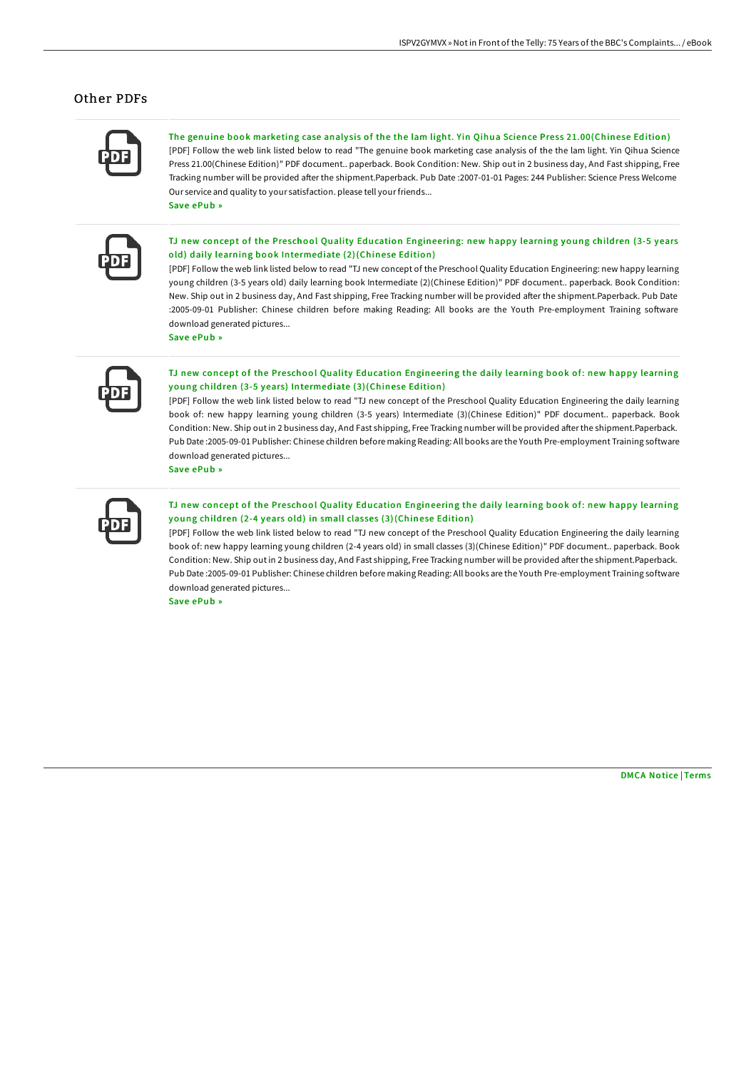## Other PDFs

**The genuine book marketing case analysis of the the lam light. Yin Qihua Science Press 21.00(Chinese Edition)**

[PDF] Follow the web link listed below to read "The genuine book marketing case analysis of the the lam light. Yin Qihua Science Press 21.00(Chinese Edition)" PDF document.. paperback. Book Condition: New. Ship out in 2 business day, And Fast shipping, Free Tracking number will be provided after the shipment.Paperback. Pub Date :2007-01-01 Pages: 244 Publisher: Science Press Welcome Our service and quality to your satisfaction. please tell your friends...

Save ePub »

**TJ new concept of the Preschool Quality Education Engineering: new happy learning young children (3-5 years old) daily learning book Intermediate (2)(Chinese Edition)**

[PDF] Follow the web link listed below to read "TJ new concept of the Preschool Quality Education Engineering: new happy learning young children (3-5 years old) daily learning book Intermediate (2)(Chinese Edition)" PDF document.. paperback. Book Condition: New. Ship out in 2 business day, And Fast shipping, Free Tracking number will be provided after the shipment.Paperback. Pub Date :2005-09-01 Publisher: Chinese children before making Reading: All books are the Youth Pre-employment Training software download generated pictures...

Save ePub »

**TJ new concept of the Preschool Quality Education Engineering the daily learning book of: new happy learning young children (3-5 years) Intermediate (3)(Chinese Edition)**

[PDF] Follow the web link listed below to read "TJ new concept of the Preschool Quality Education Engineering the daily learning book of: new happy learning young children (3-5 years) Intermediate (3)(Chinese Edition)" PDF document.. paperback. Book Condition: New. Ship out in 2 business day, And Fast shipping, Free Tracking number will be provided after the shipment.Paperback. Pub Date :2005-09-01 Publisher: Chinese children before making Reading: All books are the Youth Pre-employment Training software download generated pictures...

Save ePub »

**TJ new concept of the Preschool Quality Education Engineering the daily learning book of: new happy learning young children (2-4 years old) in small classes (3)(Chinese Edition)**

[PDF] Follow the web link listed below to read "TJ new concept of the Preschool Quality Education Engineering the daily learning book of: new happy learning young children (2-4 years old) in small classes (3)(Chinese Edition)" PDF document.. paperback. Book Condition: New. Ship out in 2 business day, And Fast shipping, Free Tracking number will be provided after the shipment.Paperback. Pub Date :2005-09-01 Publisher: Chinese children before making Reading: All books are the Youth Pre-employment Training software download generated pictures...

Save ePub »